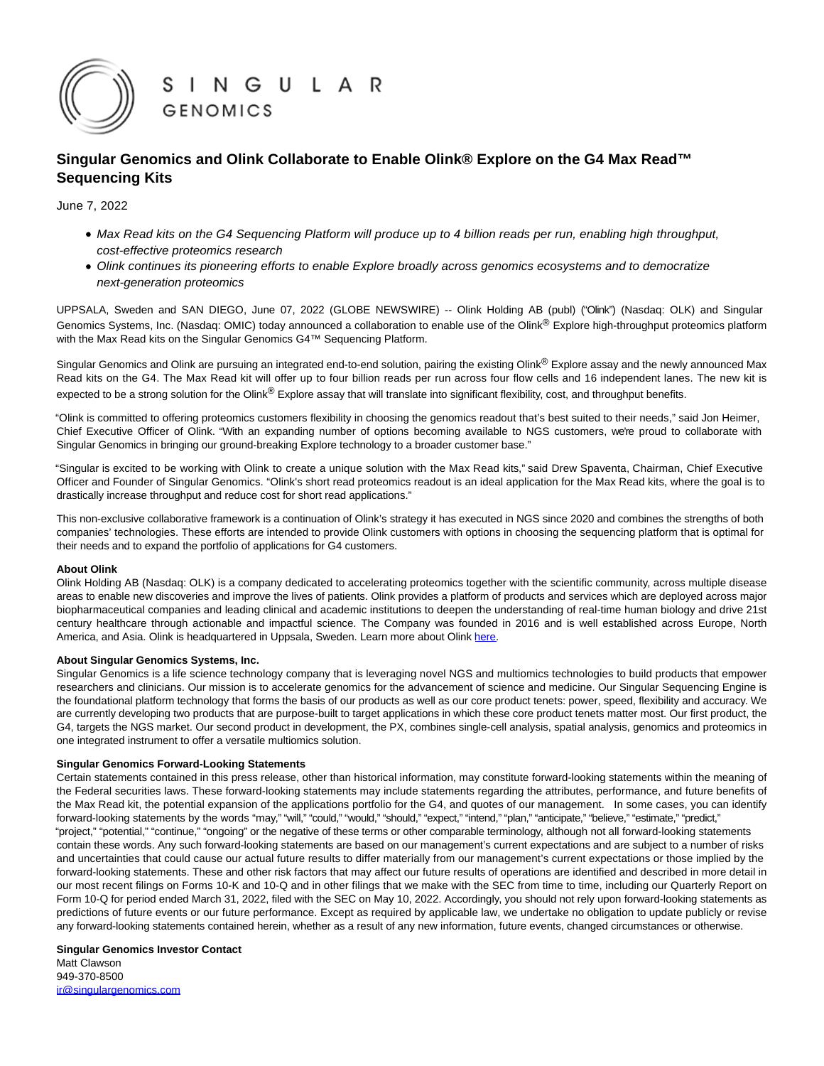SINGULAR GENOMICS

# Singular Genomics and Olink Collaborate to Enable Olink® Explore on the G4 Max Read™ Sequencing Kits

June 7, 2022

- *Max Read kits on the G4 Sequencing Platform will produce up to 4 billion reads per run, enabling high throughput, cost-effective proteomics research*
- *Olink continues its pioneering efforts to enable Explore broadly across genomics ecosystems and to democratize next-generation proteomics*

UPPSALA, Sweden and SAN DIEGO, June 07, 2022 (GLOBE NEWSWIRE) -- Olink Holding AB (publ) ("Olink") (Nasdaq: OLK) and Singular Genomics Systems, Inc. (Nasdaq: OMIC) today announced a collaboration to enable use of the Olink® Explore high-throughput proteomics platform with the Max Read kits on the Singular Genomics G4™ Sequencing Platform.

Singular Genomics and Olink are pursuing an integrated end-to-end solution, pairing the existing Olink® Explore assay and the newly announced Max Read kits on the G4. The Max Read kit will offer up to four billion reads per run across four flow cells and 16 independent lanes. The new kit is expected to be a strong solution for the Olink® Explore assay that will translate into significant flexibility, cost, and throughput benefits.

"Olink is committed to offering proteomics customers flexibility in choosing the genomics readout that's best suited to their needs," said Jon Heimer, Chief Executive Officer of Olink. "With an expanding number of options becoming available to NGS customers, we're proud to collaborate with Singular Genomics in bringing our ground-breaking Explore technology to a broader customer base."

"Singular is excited to be working with Olink to create a unique solution with the Max Read kits," said Drew Spaventa, Chairman, Chief Executive Officer and Founder of Singular Genomics. "Olink's short read proteomics readout is an ideal application for the Max Read kits, where the goal is to drastically increase throughput and reduce cost for short read applications."

This non-exclusive collaborative framework is a continuation of Olink's strategy it has executed in NGS since 2020 and combines the strengths of both companies' technologies. These efforts are intended to provide Olink customers with options in choosing the sequencing platform that is optimal for their needs and to expand the portfolio of applications for G4 customers.

**About Olink**
Olink Holding AB (Nasdaq: OLK) is a company dedicated to accelerating proteomics together with the scientific community, across multiple disease areas to enable new discoveries and improve the lives of patients. Olink provides a platform of products and services which are deployed across major biopharmaceutical companies and leading clinical and academic institutions to deepen the understanding of real-time human biology and drive 21st century healthcare through actionable and impactful science. The Company was founded in 2016 and is well established across Europe, North America, and Asia. Olink is headquartered in Uppsala, Sweden. Learn more about Olink here.

**About Singular Genomics Systems, Inc.**
Singular Genomics is a life science technology company that is leveraging novel NGS and multiomics technologies to build products that empower researchers and clinicians. Our mission is to accelerate genomics for the advancement of science and medicine. Our Singular Sequencing Engine is the foundational platform technology that forms the basis of our products as well as our core product tenets: power, speed, flexibility and accuracy. We are currently developing two products that are purpose-built to target applications in which these core product tenets matter most. Our first product, the G4, targets the NGS market. Our second product in development, the PX, combines single-cell analysis, spatial analysis, genomics and proteomics in one integrated instrument to offer a versatile multiomics solution.

**Singular Genomics Forward-Looking Statements**
Certain statements contained in this press release, other than historical information, may constitute forward-looking statements within the meaning of the Federal securities laws. These forward-looking statements may include statements regarding the attributes, performance, and future benefits of the Max Read kit, the potential expansion of the applications portfolio for the G4, and quotes of our management. In some cases, you can identify forward-looking statements by the words "may," "will," "could," "would," "should," "expect," "intend," "plan," "anticipate," "believe," "estimate," "predict," "project," "potential," "continue," "ongoing" or the negative of these terms or other comparable terminology, although not all forward-looking statements contain these words. Any such forward-looking statements are based on our management's current expectations and are subject to a number of risks and uncertainties that could cause our actual future results to differ materially from our management's current expectations or those implied by the forward-looking statements. These and other risk factors that may affect our future results of operations are identified and described in more detail in our most recent filings on Forms 10-K and 10-Q and in other filings that we make with the SEC from time to time, including our Quarterly Report on Form 10-Q for period ended March 31, 2022, filed with the SEC on May 10, 2022. Accordingly, you should not rely upon forward-looking statements as predictions of future events or our future performance. Except as required by applicable law, we undertake no obligation to update publicly or revise any forward-looking statements contained herein, whether as a result of any new information, future events, changed circumstances or otherwise.

**Singular Genomics Investor Contact**
Matt Clawson
949-370-8500
ir@singulargenomics.com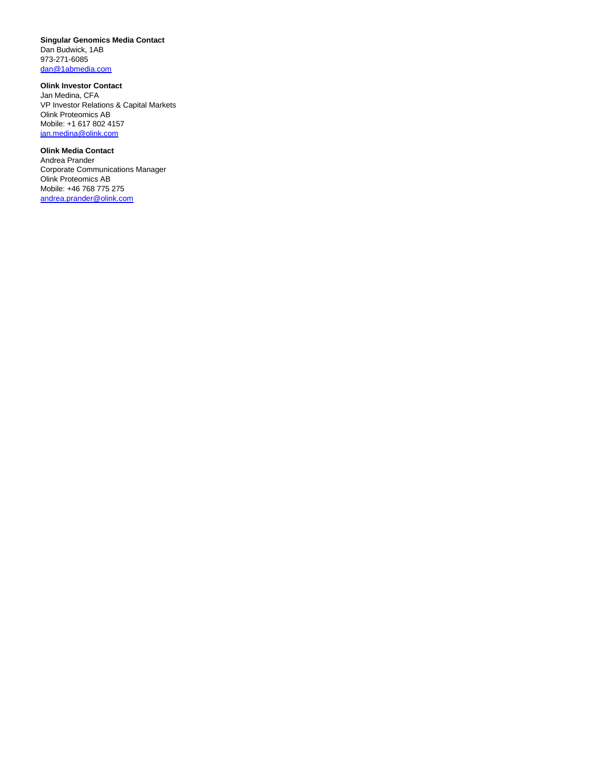**Singular Genomics Media Contact**
Dan Budwick, 1AB
973-271-6085
dan@1abmedia.com

**Olink Investor Contact**
Jan Medina, CFA
VP Investor Relations & Capital Markets
Olink Proteomics AB
Mobile: +1 617 802 4157
jan.medina@olink.com

**Olink Media Contact**
Andrea Prander
Corporate Communications Manager
Olink Proteomics AB
Mobile: +46 768 775 275
andrea.prander@olink.com